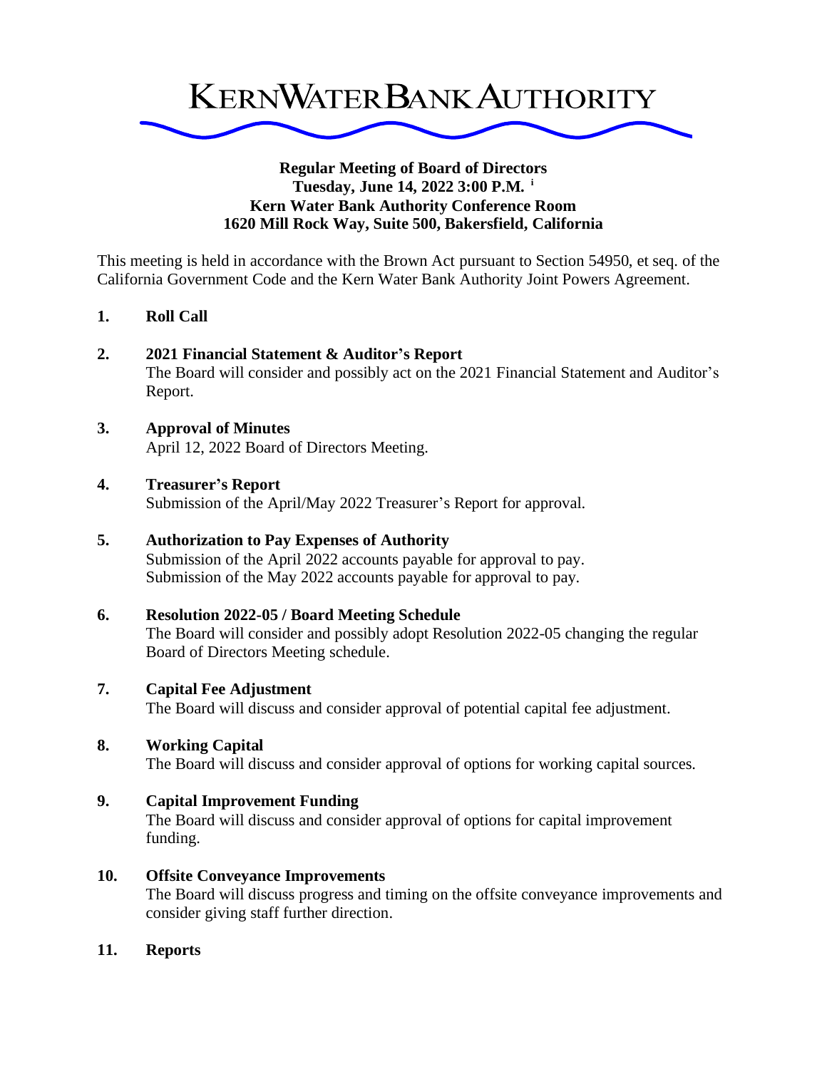# KERN WATER BANK AUTHORITY

**Regular Meeting of Board of Directors**
**Tuesday, June 14, 2022 3:00 P.M.** [i]
**Kern Water Bank Authority Conference Room**
**1620 Mill Rock Way, Suite 500, Bakersfield, California**

This meeting is held in accordance with the Brown Act pursuant to Section 54950, et seq. of the California Government Code and the Kern Water Bank Authority Joint Powers Agreement.

1. **Roll Call**

2. **2021 Financial Statement & Auditor's Report**
   The Board will consider and possibly act on the 2021 Financial Statement and Auditor's Report.

3. **Approval of Minutes**
   April 12, 2022 Board of Directors Meeting.

4. **Treasurer's Report**
   Submission of the April/May 2022 Treasurer's Report for approval.

5. **Authorization to Pay Expenses of Authority**
   Submission of the April 2022 accounts payable for approval to pay.
   Submission of the May 2022 accounts payable for approval to pay.

6. **Resolution 2022-05 / Board Meeting Schedule**
   The Board will consider and possibly adopt Resolution 2022-05 changing the regular Board of Directors Meeting schedule.

7. **Capital Fee Adjustment**
   The Board will discuss and consider approval of potential capital fee adjustment.

8. **Working Capital**
   The Board will discuss and consider approval of options for working capital sources.

9. **Capital Improvement Funding**
   The Board will discuss and consider approval of options for capital improvement funding.

10. **Offsite Conveyance Improvements**
    The Board will discuss progress and timing on the offsite conveyance improvements and consider giving staff further direction.

11. **Reports**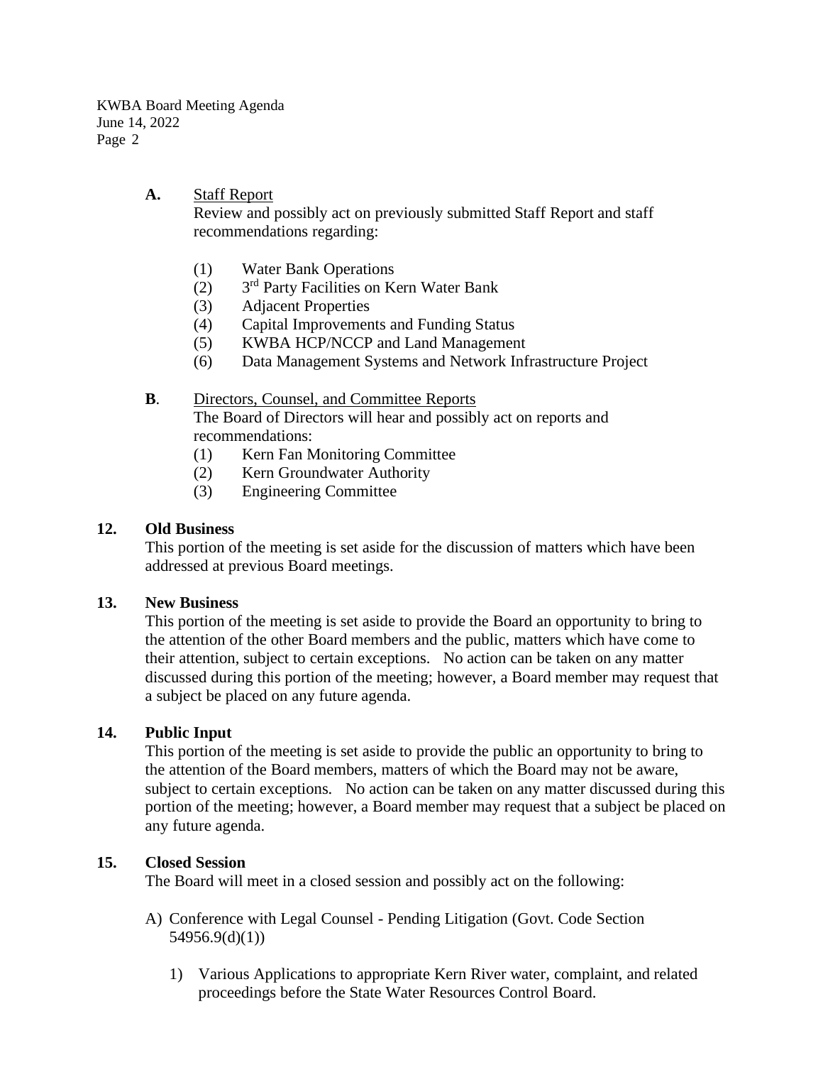**A.** <u>Staff Report</u>
Review and possibly act on previously submitted Staff Report and staff recommendations regarding:

(1) Water Bank Operations
(2) 3rd Party Facilities on Kern Water Bank
(3) Adjacent Properties
(4) Capital Improvements and Funding Status
(5) KWBA HCP/NCCP and Land Management
(6) Data Management Systems and Network Infrastructure Project

**B**. <u>Directors, Counsel, and Committee Reports</u>
The Board of Directors will hear and possibly act on reports and recommendations:
(1) Kern Fan Monitoring Committee
(2) Kern Groundwater Authority
(3) Engineering Committee

**12. Old Business**
This portion of the meeting is set aside for the discussion of matters which have been addressed at previous Board meetings.

**13. New Business**
This portion of the meeting is set aside to provide the Board an opportunity to bring to the attention of the other Board members and the public, matters which have come to their attention, subject to certain exceptions. No action can be taken on any matter discussed during this portion of the meeting; however, a Board member may request that a subject be placed on any future agenda.

**14. Public Input**
This portion of the meeting is set aside to provide the public an opportunity to bring to the attention of the Board members, matters of which the Board may not be aware, subject to certain exceptions. No action can be taken on any matter discussed during this portion of the meeting; however, a Board member may request that a subject be placed on any future agenda.

**15. Closed Session**
The Board will meet in a closed session and possibly act on the following:

A) Conference with Legal Counsel - Pending Litigation (Govt. Code Section 54956.9(d)(1))

1) Various Applications to appropriate Kern River water, complaint, and related proceedings before the State Water Resources Control Board.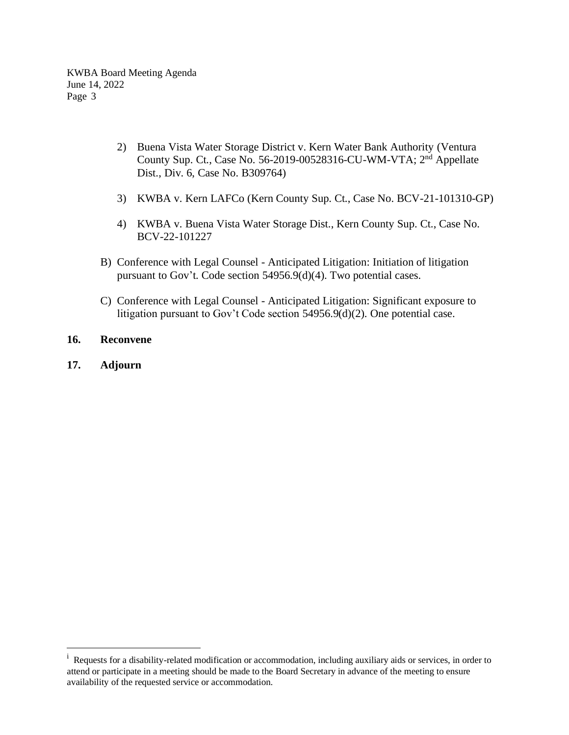2) Buena Vista Water Storage District v. Kern Water Bank Authority (Ventura County Sup. Ct., Case No. 56-2019-00528316-CU-WM-VTA; 2nd Appellate Dist., Div. 6, Case No. B309764)

3) KWBA v. Kern LAFCo (Kern County Sup. Ct., Case No. BCV-21-101310-GP)

4) KWBA v. Buena Vista Water Storage Dist., Kern County Sup. Ct., Case No. BCV-22-101227

B) Conference with Legal Counsel - Anticipated Litigation: Initiation of litigation pursuant to Gov't. Code section 54956.9(d)(4). Two potential cases.

C) Conference with Legal Counsel - Anticipated Litigation: Significant exposure to litigation pursuant to Gov't Code section 54956.9(d)(2). One potential case.

**16. Reconvene**

**17. Adjourn**

---

[i] Requests for a disability-related modification or accommodation, including auxiliary aids or services, in order to attend or participate in a meeting should be made to the Board Secretary in advance of the meeting to ensure availability of the requested service or accommodation.